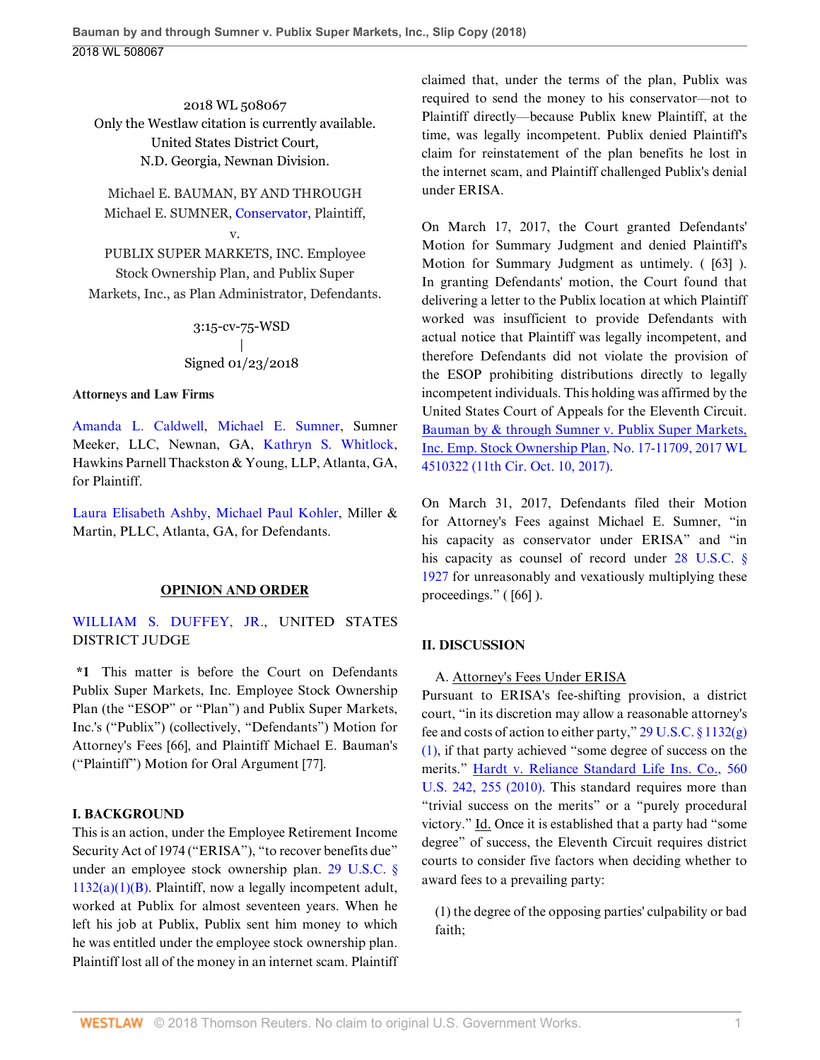2018 WL 508067

Only the Westlaw citation is currently available.

United States District Court,

N.D. Georgia, Newnan Division.

Michael E. BAUMAN, BY AND THROUGH Michael E. SUMNER, Conservator, Plaintiff,

v.

PUBLIX SUPER MARKETS, INC. Employee Stock Ownership Plan, and Publix Super Markets, Inc., as Plan Administrator, Defendants.

3:15-cv-75-WSD

|

Signed 01/23/2018

**Attorneys and Law Firms**

Amanda L. Caldwell, Michael E. Sumner, Sumner Meeker, LLC, Newnan, GA, Kathryn S. Whitlock, Hawkins Parnell Thackston & Young, LLP, Atlanta, GA, for Plaintiff.

Laura Elisabeth Ashby, Michael Paul Kohler, Miller & Martin, PLLC, Atlanta, GA, for Defendants.

**OPINION AND ORDER**

WILLIAM S. DUFFEY, JR., UNITED STATES DISTRICT JUDGE

**\*1** This matter is before the Court on Defendants Publix Super Markets, Inc. Employee Stock Ownership Plan (the "ESOP" or "Plan") and Publix Super Markets, Inc.'s ("Publix") (collectively, "Defendants") Motion for Attorney's Fees [66], and Plaintiff Michael E. Bauman's ("Plaintiff") Motion for Oral Argument [77].

**I. BACKGROUND**

This is an action, under the Employee Retirement Income Security Act of 1974 ("ERISA"), "to recover benefits due" under an employee stock ownership plan. 29 U.S.C. § 1132(a)(1)(B). Plaintiff, now a legally incompetent adult, worked at Publix for almost seventeen years. When he left his job at Publix, Publix sent him money to which he was entitled under the employee stock ownership plan. Plaintiff lost all of the money in an internet scam. Plaintiff claimed that, under the terms of the plan, Publix was required to send the money to his conservator—not to Plaintiff directly—because Publix knew Plaintiff, at the time, was legally incompetent. Publix denied Plaintiff's claim for reinstatement of the plan benefits he lost in the internet scam, and Plaintiff challenged Publix's denial under ERISA.

On March 17, 2017, the Court granted Defendants' Motion for Summary Judgment and denied Plaintiff's Motion for Summary Judgment as untimely. ( [63] ). In granting Defendants' motion, the Court found that delivering a letter to the Publix location at which Plaintiff worked was insufficient to provide Defendants with actual notice that Plaintiff was legally incompetent, and therefore Defendants did not violate the provision of the ESOP prohibiting distributions directly to legally incompetent individuals. This holding was affirmed by the United States Court of Appeals for the Eleventh Circuit. Bauman by & through Sumner v. Publix Super Markets, Inc. Emp. Stock Ownership Plan, No. 17-11709, 2017 WL 4510322 (11th Cir. Oct. 10, 2017).

On March 31, 2017, Defendants filed their Motion for Attorney's Fees against Michael E. Sumner, "in his capacity as conservator under ERISA" and "in his capacity as counsel of record under 28 U.S.C. § 1927 for unreasonably and vexatiously multiplying these proceedings." ( [66] ).

**II. DISCUSSION**

A. Attorney's Fees Under ERISA

Pursuant to ERISA's fee-shifting provision, a district court, "in its discretion may allow a reasonable attorney's fee and costs of action to either party," 29 U.S.C. § 1132(g)(1), if that party achieved "some degree of success on the merits." Hardt v. Reliance Standard Life Ins. Co., 560 U.S. 242, 255 (2010). This standard requires more than "trivial success on the merits" or a "purely procedural victory." Id. Once it is established that a party had "some degree" of success, the Eleventh Circuit requires district courts to consider five factors when deciding whether to award fees to a prevailing party:

(1) the degree of the opposing parties' culpability or bad faith;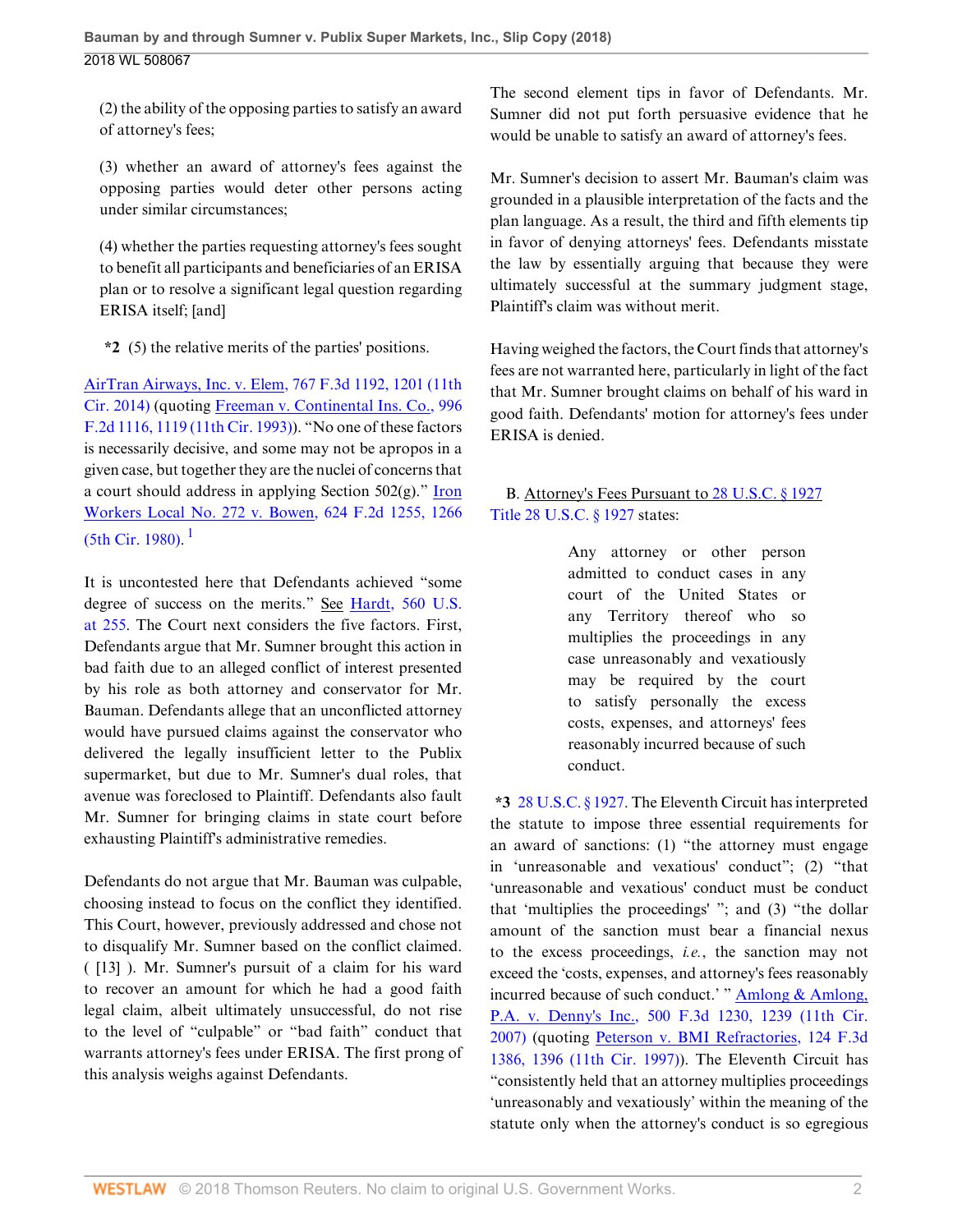(2) the ability of the opposing parties to satisfy an award of attorney's fees;

(3) whether an award of attorney's fees against the opposing parties would deter other persons acting under similar circumstances;

(4) whether the parties requesting attorney's fees sought to benefit all participants and beneficiaries of an ERISA plan or to resolve a significant legal question regarding ERISA itself; [and]

**\*2** (5) the relative merits of the parties' positions.

AirTran Airways, Inc. v. Elem, 767 F.3d 1192, 1201 (11th Cir. 2014) (quoting Freeman v. Continental Ins. Co., 996 F.2d 1116, 1119 (11th Cir. 1993)). "No one of these factors is necessarily decisive, and some may not be apropos in a given case, but together they are the nuclei of concerns that a court should address in applying Section 502(g)." Iron Workers Local No. 272 v. Bowen, 624 F.2d 1255, 1266 (5th Cir. 1980).[1]

It is uncontested here that Defendants achieved "some degree of success on the merits." See Hardt, 560 U.S. at 255. The Court next considers the five factors. First, Defendants argue that Mr. Sumner brought this action in bad faith due to an alleged conflict of interest presented by his role as both attorney and conservator for Mr. Bauman. Defendants allege that an unconflicted attorney would have pursued claims against the conservator who delivered the legally insufficient letter to the Publix supermarket, but due to Mr. Sumner's dual roles, that avenue was foreclosed to Plaintiff. Defendants also fault Mr. Sumner for bringing claims in state court before exhausting Plaintiff's administrative remedies.

Defendants do not argue that Mr. Bauman was culpable, choosing instead to focus on the conflict they identified. This Court, however, previously addressed and chose not to disqualify Mr. Sumner based on the conflict claimed. ( [13] ). Mr. Sumner's pursuit of a claim for his ward to recover an amount for which he had a good faith legal claim, albeit ultimately unsuccessful, do not rise to the level of "culpable" or "bad faith" conduct that warrants attorney's fees under ERISA. The first prong of this analysis weighs against Defenants.

The second element tips in favor of Defendants. Mr. Sumner did not put forth persuasive evidence that he would be unable to satisfy an award of attorney's fees.

Mr. Sumner's decision to assert Mr. Bauman's claim was grounded in a plausible interpretation of the facts and the plan language. As a result, the third and fifth elements tip in favor of denying attorneys' fees. Defendants misstate the law by essentially arguing that because they were ultimately successful at the summary judgment stage, Plaintiff's claim was without merit.

Having weighed the factors, the Court finds that attorney's fees are not warranted here, particularly in light of the fact that Mr. Sumner brought claims on behalf of his ward in good faith. Defendants' motion for attorney's fees under ERISA is denied.

B. Attorney's Fees Pursuant to 28 U.S.C. § 1927

Title 28 U.S.C. § 1927 states:

> Any attorney or other person admitted to conduct cases in any court of the United States or any Territory thereof who so multiplies the proceedings in any case unreasonably and vexatiously may be required by the court to satisfy personally the excess costs, expenses, and attorneys' fees reasonably incurred because of such conduct.

**\*3** 28 U.S.C. § 1927. The Eleventh Circuit has interpreted the statute to impose three essential requirements for an award of sanctions: (1) "the attorney must engage in 'unreasonable and vexatious' conduct"; (2) "that 'unreasonable and vexatious' conduct must be conduct that 'multiplies the proceedings' "; and (3) "the dollar amount of the sanction must bear a financial nexus to the excess proceedings, *i.e.*, the sanction may not exceed the 'costs, expenses, and attorney's fees reasonably incurred because of such conduct.' " Amlong & Amlong, P.A. v. Denny's Inc., 500 F.3d 1230, 1239 (11th Cir. 2007) (quoting Peterson v. BMI Refractories, 124 F.3d 1386, 1396 (11th Cir. 1997)). The Eleventh Circuit has "consistently held that an attorney multiplies proceedings 'unreasonably and vexatiously' within the meaning of the statute only when the attorney's conduct is so egregious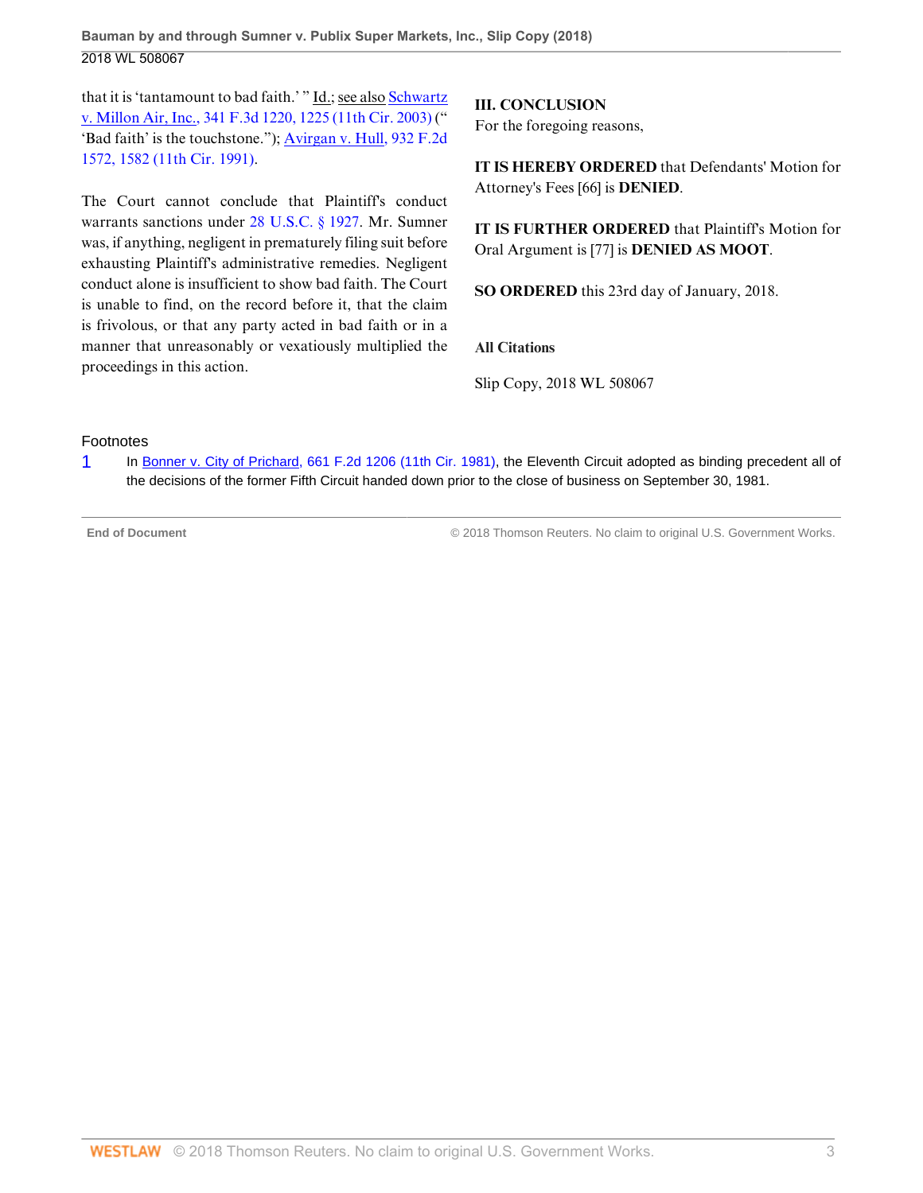that it is 'tantamount to bad faith.' " Id.; see also Schwartz v. Millon Air, Inc., 341 F.3d 1220, 1225 (11th Cir. 2003) (" 'Bad faith' is the touchstone."); Avirgan v. Hull, 932 F.2d 1572, 1582 (11th Cir. 1991).

The Court cannot conclude that Plaintiff's conduct warrants sanctions under 28 U.S.C. § 1927. Mr. Sumner was, if anything, negligent in prematurely filing suit before exhausting Plaintiff's administrative remedies. Negligent conduct alone is insufficient to show bad faith. The Court is unable to find, on the record before it, that the claim is frivolous, or that any party acted in bad faith or in a manner that unreasonably or vexatiously multiplied the proceedings in this action.

## III. CONCLUSION

For the foregoing reasons,

**IT IS HEREBY ORDERED** that Defendants' Motion for Attorney's Fees [66] is **DENIED**.

**IT IS FURTHER ORDERED** that Plaintiff's Motion for Oral Argument is [77] is **DENIED AS MOOT**.

**SO ORDERED** this 23rd day of January, 2018.

**All Citations**

Slip Copy, 2018 WL 508067

## Footnotes

1 In Bonner v. City of Prichard, 661 F.2d 1206 (11th Cir. 1981), the Eleventh Circuit adopted as binding precedent all of the decisions of the former Fifth Circuit handed down prior to the close of business on September 30, 1981.

End of Document © 2018 Thomson Reuters. No claim to original U.S. Government Works.